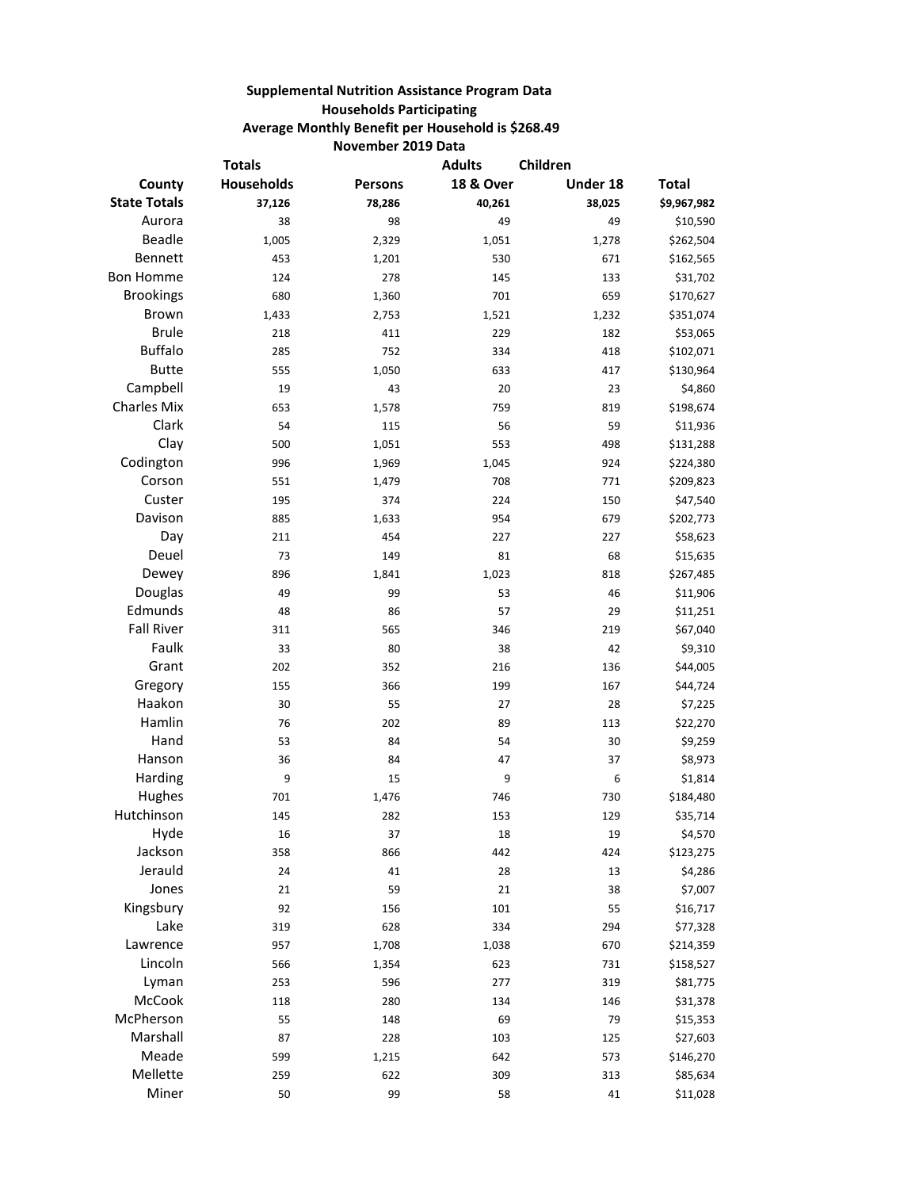**Supplemental Nutrition Assistance Program Data**

**Households Participating**

**Average Monthly Benefit per Household is $268.49**

**November 2019 Data**

| County | Totals Households | Persons | Adults 18 & Over | Children Under 18 | Total |
|---|---|---|---|---|---|
| **State Totals** | **37,126** | **78,286** | **40,261** | **38,025** | **$9,967,982** |
| Aurora | 38 | 98 | 49 | 49 | $10,590 |
| Beadle | 1,005 | 2,329 | 1,051 | 1,278 | $262,504 |
| Bennett | 453 | 1,201 | 530 | 671 | $162,565 |
| Bon Homme | 124 | 278 | 145 | 133 | $31,702 |
| Brookings | 680 | 1,360 | 701 | 659 | $170,627 |
| Brown | 1,433 | 2,753 | 1,521 | 1,232 | $351,074 |
| Brule | 218 | 411 | 229 | 182 | $53,065 |
| Buffalo | 285 | 752 | 334 | 418 | $102,071 |
| Butte | 555 | 1,050 | 633 | 417 | $130,964 |
| Campbell | 19 | 43 | 20 | 23 | $4,860 |
| Charles Mix | 653 | 1,578 | 759 | 819 | $198,674 |
| Clark | 54 | 115 | 56 | 59 | $11,936 |
| Clay | 500 | 1,051 | 553 | 498 | $131,288 |
| Codington | 996 | 1,969 | 1,045 | 924 | $224,380 |
| Corson | 551 | 1,479 | 708 | 771 | $209,823 |
| Custer | 195 | 374 | 224 | 150 | $47,540 |
| Davison | 885 | 1,633 | 954 | 679 | $202,773 |
| Day | 211 | 454 | 227 | 227 | $58,623 |
| Deuel | 73 | 149 | 81 | 68 | $15,635 |
| Dewey | 896 | 1,841 | 1,023 | 818 | $267,485 |
| Douglas | 49 | 99 | 53 | 46 | $11,906 |
| Edmunds | 48 | 86 | 57 | 29 | $11,251 |
| Fall River | 311 | 565 | 346 | 219 | $67,040 |
| Faulk | 33 | 80 | 38 | 42 | $9,310 |
| Grant | 202 | 352 | 216 | 136 | $44,005 |
| Gregory | 155 | 366 | 199 | 167 | $44,724 |
| Haakon | 30 | 55 | 27 | 28 | $7,225 |
| Hamlin | 76 | 202 | 89 | 113 | $22,270 |
| Hand | 53 | 84 | 54 | 30 | $9,259 |
| Hanson | 36 | 84 | 47 | 37 | $8,973 |
| Harding | 9 | 15 | 9 | 6 | $1,814 |
| Hughes | 701 | 1,476 | 746 | 730 | $184,480 |
| Hutchinson | 145 | 282 | 153 | 129 | $35,714 |
| Hyde | 16 | 37 | 18 | 19 | $4,570 |
| Jackson | 358 | 866 | 442 | 424 | $123,275 |
| Jerauld | 24 | 41 | 28 | 13 | $4,286 |
| Jones | 21 | 59 | 21 | 38 | $7,007 |
| Kingsbury | 92 | 156 | 101 | 55 | $16,717 |
| Lake | 319 | 628 | 334 | 294 | $77,328 |
| Lawrence | 957 | 1,708 | 1,038 | 670 | $214,359 |
| Lincoln | 566 | 1,354 | 623 | 731 | $158,527 |
| Lyman | 253 | 596 | 277 | 319 | $81,775 |
| McCook | 118 | 280 | 134 | 146 | $31,378 |
| McPherson | 55 | 148 | 69 | 79 | $15,353 |
| Marshall | 87 | 228 | 103 | 125 | $27,603 |
| Meade | 599 | 1,215 | 642 | 573 | $146,270 |
| Mellette | 259 | 622 | 309 | 313 | $85,634 |
| Miner | 50 | 99 | 58 | 41 | $11,028 |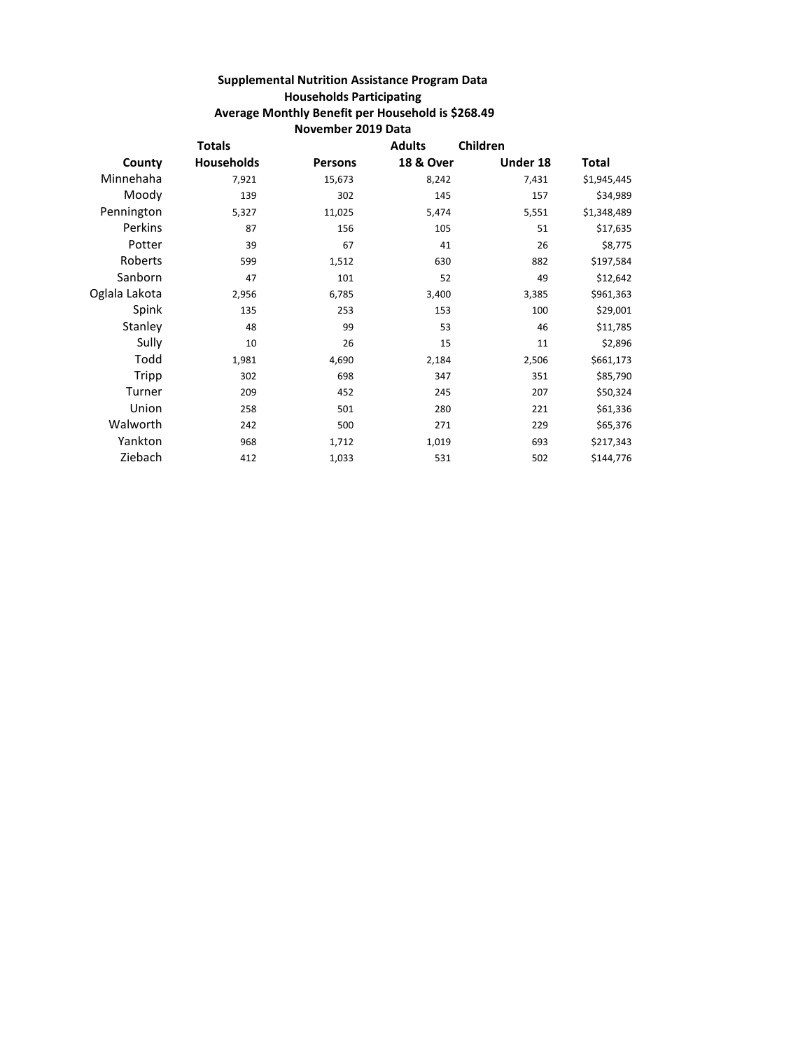**Supplemental Nutrition Assistance Program Data**
**Households Participating**
**Average Monthly Benefit per Household is $268.49**
**November 2019 Data**

| County | Totals Households | Persons | Adults 18 & Over | Children Under 18 | Total |
|---|---|---|---|---|---|
| Minnehaha | 7,921 | 15,673 | 8,242 | 7,431 | $1,945,445 |
| Moody | 139 | 302 | 145 | 157 | $34,989 |
| Pennington | 5,327 | 11,025 | 5,474 | 5,551 | $1,348,489 |
| Perkins | 87 | 156 | 105 | 51 | $17,635 |
| Potter | 39 | 67 | 41 | 26 | $8,775 |
| Roberts | 599 | 1,512 | 630 | 882 | $197,584 |
| Sanborn | 47 | 101 | 52 | 49 | $12,642 |
| Oglala Lakota | 2,956 | 6,785 | 3,400 | 3,385 | $961,363 |
| Spink | 135 | 253 | 153 | 100 | $29,001 |
| Stanley | 48 | 99 | 53 | 46 | $11,785 |
| Sully | 10 | 26 | 15 | 11 | $2,896 |
| Todd | 1,981 | 4,690 | 2,184 | 2,506 | $661,173 |
| Tripp | 302 | 698 | 347 | 351 | $85,790 |
| Turner | 209 | 452 | 245 | 207 | $50,324 |
| Union | 258 | 501 | 280 | 221 | $61,336 |
| Walworth | 242 | 500 | 271 | 229 | $65,376 |
| Yankton | 968 | 1,712 | 1,019 | 693 | $217,343 |
| Ziebach | 412 | 1,033 | 531 | 502 | $144,776 |